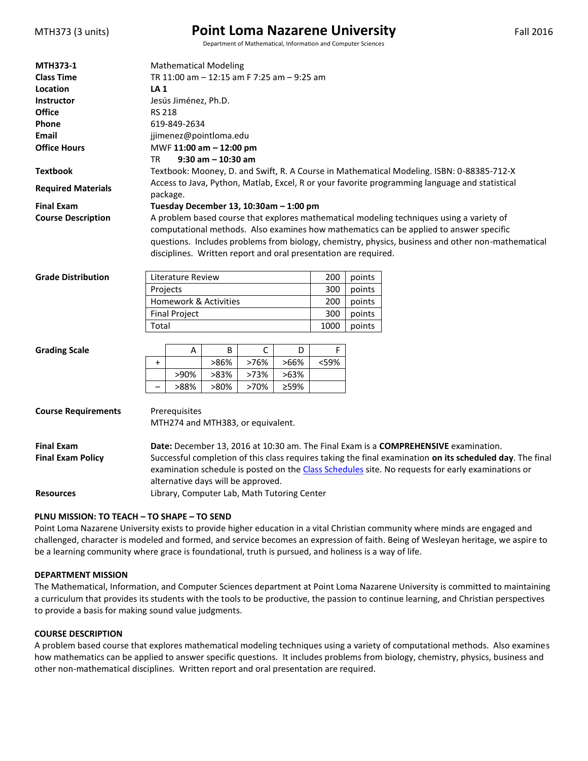MTH373 (3 units)

# Point Loma Nazarene University

Department of Mathematical, Information and Computer Sciences

Fall 2016

| | |
|---|---|
| **MTH373-1** | Mathematical Modeling |
| **Class Time** | TR 11:00 am – 12:15 am F 7:25 am – 9:25 am |
| **Location** | **LA 1** |
| **Instructor** | Jesús Jiménez, Ph.D. |
| **Office** | RS 218 |
| **Phone** | 619-849-2634 |
| **Email** | jjimenez@pointloma.edu |
| **Office Hours** | MWF **11:00 am – 12:00 pm**<br>TR **9:30 am – 10:30 am** |
| **Textbook** | Textbook: Mooney, D. and Swift, R. A Course in Mathematical Modeling. ISBN: 0-88385-712-X |
| **Required Materials** | Access to Java, Python, Matlab, Excel, R or your favorite programming language and statistical package. |
| **Final Exam** | **Tuesday December 13, 10:30am – 1:00 pm** |
| **Course Description** | A problem based course that explores mathematical modeling techniques using a variety of computational methods. Also examines how mathematics can be applied to answer specific questions. Includes problems from biology, chemistry, physics, business and other non-mathematical disciplines. Written report and oral presentation are required. |

**Grade Distribution**

| Component | Points | |
|---|---|---|
| Literature Review | 200 | points |
| Projects | 300 | points |
| Homework & Activities | 200 | points |
| Final Project | 300 | points |
| Total | 1000 | points |

**Grading Scale**

| | A | B | C | D | F |
|---|---|---|---|---|---|
| + | | >86% | >76% | >66% | <59% |
| | >90% | >83% | >73% | >63% | |
| – | >88% | >80% | >70% | ≥59% | |

**Course Requirements**

Prerequisites
MTH274 and MTH383, or equivalent.

**Final Exam**

**Date:** December 13, 2016 at 10:30 am. The Final Exam is a **COMPREHENSIVE** examination.

**Final Exam Policy**

Successful completion of this class requires taking the final examination **on its scheduled day**. The final examination schedule is posted on the Class Schedules site. No requests for early examinations or alternative days will be approved.

**Resources**

Library, Computer Lab, Math Tutoring Center

## PLNU MISSION: TO TEACH – TO SHAPE – TO SEND

Point Loma Nazarene University exists to provide higher education in a vital Christian community where minds are engaged and challenged, character is modeled and formed, and service becomes an expression of faith. Being of Wesleyan heritage, we aspire to be a learning community where grace is foundational, truth is pursued, and holiness is a way of life.

## DEPARTMENT MISSION

The Mathematical, Information, and Computer Sciences department at Point Loma Nazarene University is committed to maintaining a curriculum that provides its students with the tools to be productive, the passion to continue learning, and Christian perspectives to provide a basis for making sound value judgments.

## COURSE DESCRIPTION

A problem based course that explores mathematical modeling techniques using a variety of computational methods. Also examines how mathematics can be applied to answer specific questions. It includes problems from biology, chemistry, physics, business and other non-mathematical disciplines. Written report and oral presentation are required.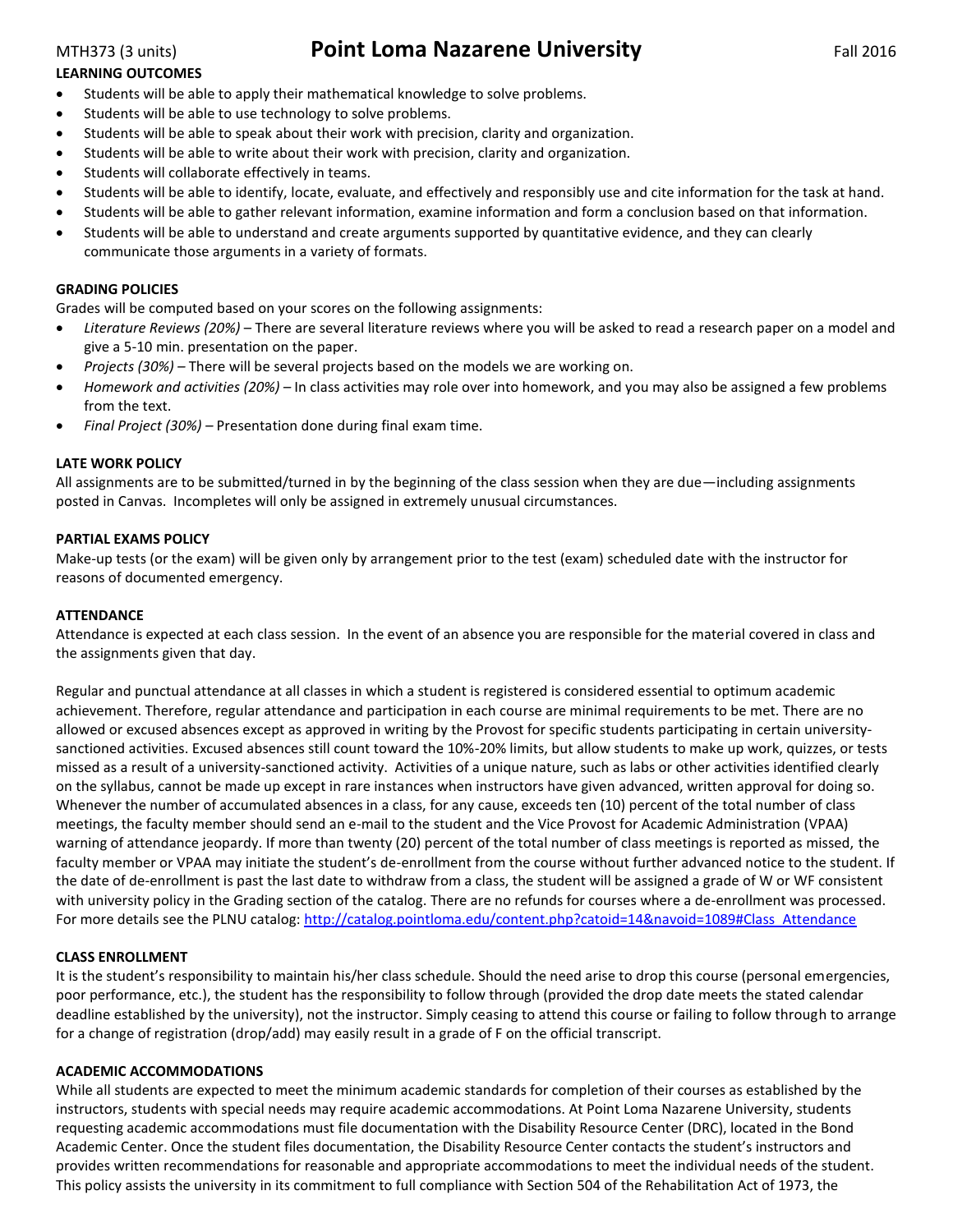**LEARNING OUTCOMES**

- Students will be able to apply their mathematical knowledge to solve problems.
- Students will be able to use technology to solve problems.
- Students will be able to speak about their work with precision, clarity and organization.
- Students will be able to write about their work with precision, clarity and organization.
- Students will collaborate effectively in teams.
- Students will be able to identify, locate, evaluate, and effectively and responsibly use and cite information for the task at hand.
- Students will be able to gather relevant information, examine information and form a conclusion based on that information.
- Students will be able to understand and create arguments supported by quantitative evidence, and they can clearly communicate those arguments in a variety of formats.

**GRADING POLICIES**

Grades will be computed based on your scores on the following assignments:

- *Literature Reviews (20%)* – There are several literature reviews where you will be asked to read a research paper on a model and give a 5-10 min. presentation on the paper.
- *Projects (30%)* – There will be several projects based on the models we are working on.
- *Homework and activities (20%)* – In class activities may role over into homework, and you may also be assigned a few problems from the text.
- *Final Project (30%)* – Presentation done during final exam time.

**LATE WORK POLICY**

All assignments are to be submitted/turned in by the beginning of the class session when they are due—including assignments posted in Canvas. Incompletes will only be assigned in extremely unusual circumstances.

**PARTIAL EXAMS POLICY**

Make-up tests (or the exam) will be given only by arrangement prior to the test (exam) scheduled date with the instructor for reasons of documented emergency.

**ATTENDANCE**

Attendance is expected at each class session. In the event of an absence you are responsible for the material covered in class and the assignments given that day.

Regular and punctual attendance at all classes in which a student is registered is considered essential to optimum academic achievement. Therefore, regular attendance and participation in each course are minimal requirements to be met. There are no allowed or excused absences except as approved in writing by the Provost for specific students participating in certain university-sanctioned activities. Excused absences still count toward the 10%-20% limits, but allow students to make up work, quizzes, or tests missed as a result of a university-sanctioned activity. Activities of a unique nature, such as labs or other activities identified clearly on the syllabus, cannot be made up except in rare instances when instructors have given advanced, written approval for doing so. Whenever the number of accumulated absences in a class, for any cause, exceeds ten (10) percent of the total number of class meetings, the faculty member should send an e-mail to the student and the Vice Provost for Academic Administration (VPAA) warning of attendance jeopardy. If more than twenty (20) percent of the total number of class meetings is reported as missed, the faculty member or VPAA may initiate the student's de-enrollment from the course without further advanced notice to the student. If the date of de-enrollment is past the last date to withdraw from a class, the student will be assigned a grade of W or WF consistent with university policy in the Grading section of the catalog. There are no refunds for courses where a de-enrollment was processed. For more details see the PLNU catalog: http://catalog.pointloma.edu/content.php?catoid=14&navoid=1089#Class_Attendance

**CLASS ENROLLMENT**

It is the student's responsibility to maintain his/her class schedule. Should the need arise to drop this course (personal emergencies, poor performance, etc.), the student has the responsibility to follow through (provided the drop date meets the stated calendar deadline established by the university), not the instructor. Simply ceasing to attend this course or failing to follow through to arrange for a change of registration (drop/add) may easily result in a grade of F on the official transcript.

**ACADEMIC ACCOMMODATIONS**

While all students are expected to meet the minimum academic standards for completion of their courses as established by the instructors, students with special needs may require academic accommodations. At Point Loma Nazarene University, students requesting academic accommodations must file documentation with the Disability Resource Center (DRC), located in the Bond Academic Center. Once the student files documentation, the Disability Resource Center contacts the student's instructors and provides written recommendations for reasonable and appropriate accommodations to meet the individual needs of the student. This policy assists the university in its commitment to full compliance with Section 504 of the Rehabilitation Act of 1973, the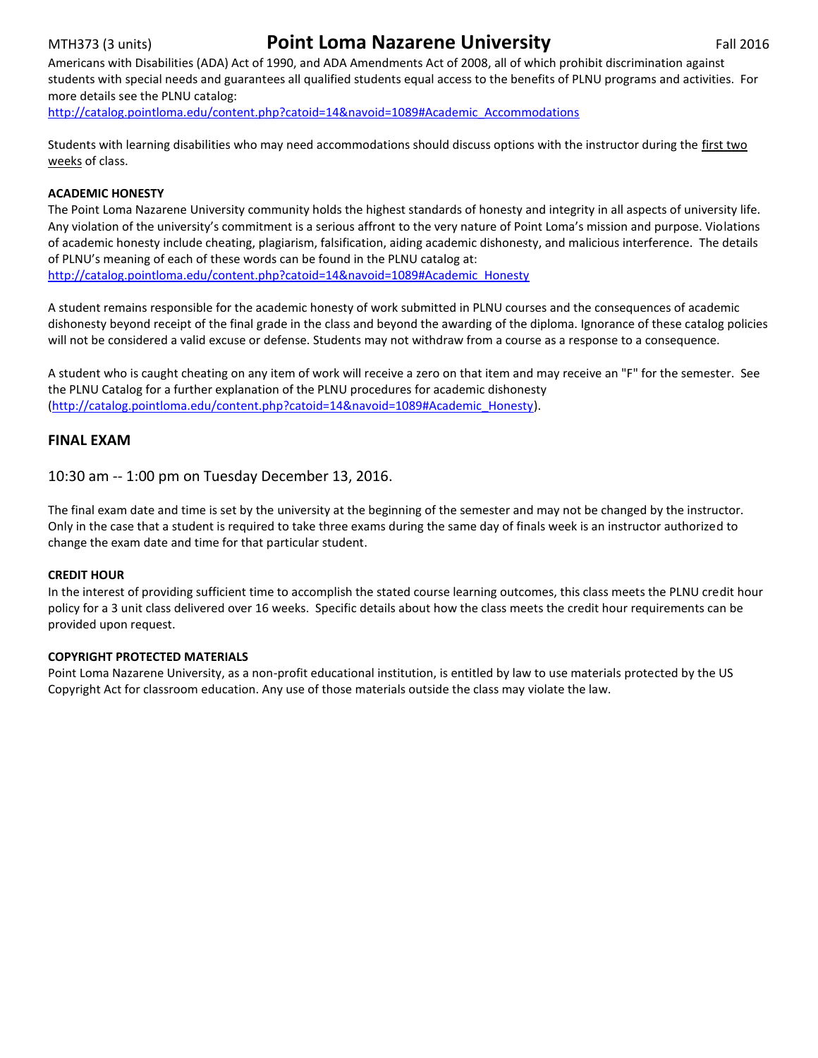Americans with Disabilities (ADA) Act of 1990, and ADA Amendments Act of 2008, all of which prohibit discrimination against students with special needs and guarantees all qualified students equal access to the benefits of PLNU programs and activities. For more details see the PLNU catalog:
http://catalog.pointloma.edu/content.php?catoid=14&navoid=1089#Academic_Accommodations

Students with learning disabilities who may need accommodations should discuss options with the instructor during the first two weeks of class.

**ACADEMIC HONESTY**

The Point Loma Nazarene University community holds the highest standards of honesty and integrity in all aspects of university life. Any violation of the university's commitment is a serious affront to the very nature of Point Loma's mission and purpose. Violations of academic honesty include cheating, plagiarism, falsification, aiding academic dishonesty, and malicious interference. The details of PLNU's meaning of each of these words can be found in the PLNU catalog at:
http://catalog.pointloma.edu/content.php?catoid=14&navoid=1089#Academic_Honesty

A student remains responsible for the academic honesty of work submitted in PLNU courses and the consequences of academic dishonesty beyond receipt of the final grade in the class and beyond the awarding of the diploma. Ignorance of these catalog policies will not be considered a valid excuse or defense. Students may not withdraw from a course as a response to a consequence.

A student who is caught cheating on any item of work will receive a zero on that item and may receive an "F" for the semester. See the PLNU Catalog for a further explanation of the PLNU procedures for academic dishonesty (http://catalog.pointloma.edu/content.php?catoid=14&navoid=1089#Academic_Honesty).

## FINAL EXAM

10:30 am -- 1:00 pm on Tuesday December 13, 2016.

The final exam date and time is set by the university at the beginning of the semester and may not be changed by the instructor. Only in the case that a student is required to take three exams during the same day of finals week is an instructor authorized to change the exam date and time for that particular student.

**CREDIT HOUR**

In the interest of providing sufficient time to accomplish the stated course learning outcomes, this class meets the PLNU credit hour policy for a 3 unit class delivered over 16 weeks. Specific details about how the class meets the credit hour requirements can be provided upon request.

**COPYRIGHT PROTECTED MATERIALS**

Point Loma Nazarene University, as a non-profit educational institution, is entitled by law to use materials protected by the US Copyright Act for classroom education. Any use of those materials outside the class may violate the law.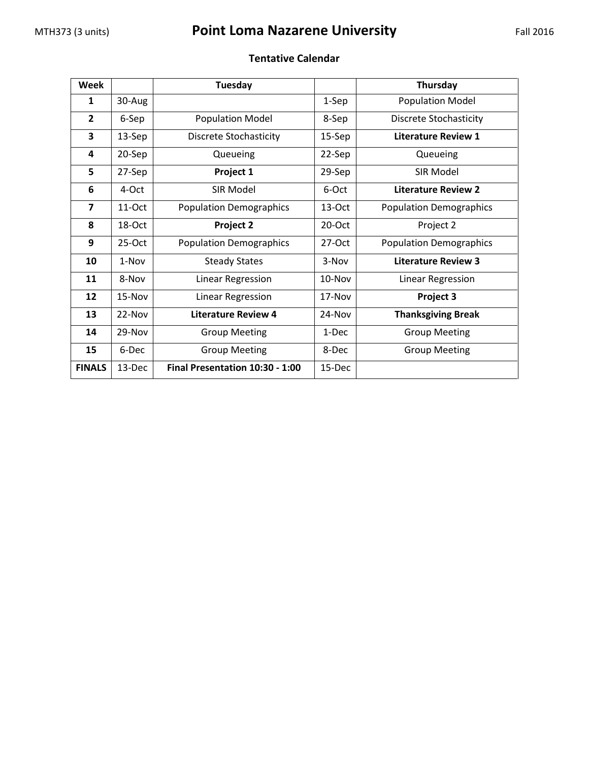MTH373 (3 units)

# Point Loma Nazarene University

Fall 2016

## Tentative Calendar

| Week | | Tuesday | | Thursday |
|---|---|---|---|---|
| **1** | 30-Aug | | 1-Sep | Population Model |
| **2** | 6-Sep | Population Model | 8-Sep | Discrete Stochasticity |
| **3** | 13-Sep | Discrete Stochasticity | 15-Sep | **Literature Review 1** |
| **4** | 20-Sep | Queueing | 22-Sep | Queueing |
| **5** | 27-Sep | **Project 1** | 29-Sep | SIR Model |
| **6** | 4-Oct | SIR Model | 6-Oct | **Literature Review 2** |
| **7** | 11-Oct | Population Demographics | 13-Oct | Population Demographics |
| **8** | 18-Oct | **Project 2** | 20-Oct | Project 2 |
| **9** | 25-Oct | Population Demographics | 27-Oct | Population Demographics |
| **10** | 1-Nov | Steady States | 3-Nov | **Literature Review 3** |
| **11** | 8-Nov | Linear Regression | 10-Nov | Linear Regression |
| **12** | 15-Nov | Linear Regression | 17-Nov | **Project 3** |
| **13** | 22-Nov | **Literature Review 4** | 24-Nov | **Thanksgiving Break** |
| **14** | 29-Nov | Group Meeting | 1-Dec | Group Meeting |
| **15** | 6-Dec | Group Meeting | 8-Dec | Group Meeting |
| **FINALS** | 13-Dec | **Final Presentation 10:30 - 1:00** | 15-Dec | |